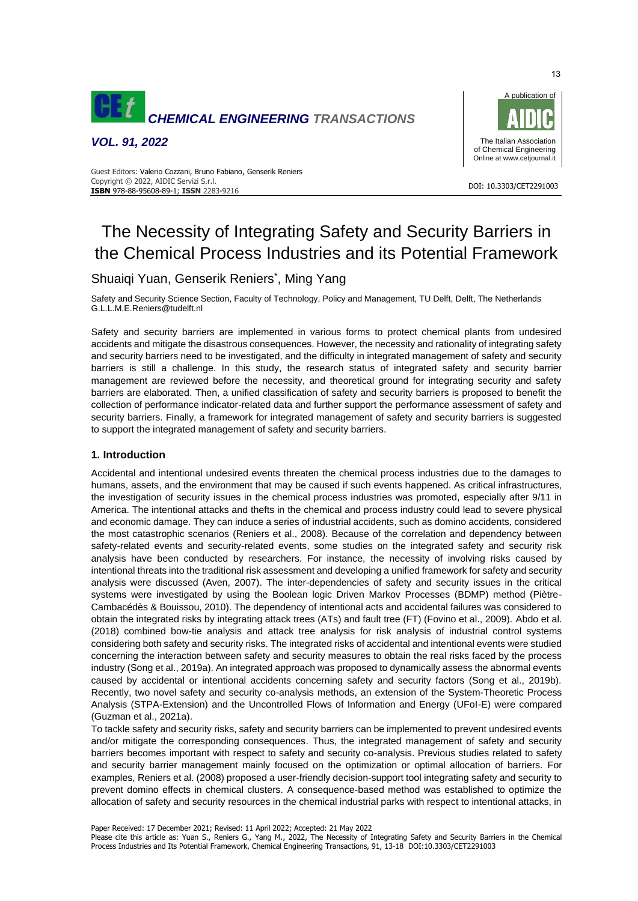# The Necessity of Integrating Safety and Security Barriers in the Chemical Process Industries and its Potential Framework

Shuaiqi Yuan, Genserik Reniers*, Ming Yang

Safety and Security Science Section, Faculty of Technology, Policy and Management, TU Delft, Delft, The Netherlands
G.L.L.M.E.Reniers@tudelft.nl

Safety and security barriers are implemented in various forms to protect chemical plants from undesired accidents and mitigate the disastrous consequences. However, the necessity and rationality of integrating safety and security barriers need to be investigated, and the difficulty in integrated management of safety and security barriers is still a challenge. In this study, the research status of integrated safety and security barrier management are reviewed before the necessity, and theoretical ground for integrating security and safety barriers are elaborated. Then, a unified classification of safety and security barriers is proposed to benefit the collection of performance indicator-related data and further support the performance assessment of safety and security barriers. Finally, a framework for integrated management of safety and security barriers is suggested to support the integrated management of safety and security barriers.

## 1. Introduction

Accidental and intentional undesired events threaten the chemical process industries due to the damages to humans, assets, and the environment that may be caused if such events happened. As critical infrastructures, the investigation of security issues in the chemical process industries was promoted, especially after 9/11 in America. The intentional attacks and thefts in the chemical and process industry could lead to severe physical and economic damage. They can induce a series of industrial accidents, such as domino accidents, considered the most catastrophic scenarios (Reniers et al., 2008). Because of the correlation and dependency between safety-related events and security-related events, some studies on the integrated safety and security risk analysis have been conducted by researchers. For instance, the necessity of involving risks caused by intentional threats into the traditional risk assessment and developing a unified framework for safety and security analysis were discussed (Aven, 2007). The inter-dependencies of safety and security issues in the critical systems were investigated by using the Boolean logic Driven Markov Processes (BDMP) method (Piètre-Cambacédès & Bouissou, 2010). The dependency of intentional acts and accidental failures was considered to obtain the integrated risks by integrating attack trees (ATs) and fault tree (FT) (Fovino et al., 2009). Abdo et al. (2018) combined bow-tie analysis and attack tree analysis for risk analysis of industrial control systems considering both safety and security risks. The integrated risks of accidental and intentional events were studied concerning the interaction between safety and security measures to obtain the real risks faced by the process industry (Song et al., 2019a). An integrated approach was proposed to dynamically assess the abnormal events caused by accidental or intentional accidents concerning safety and security factors (Song et al., 2019b). Recently, two novel safety and security co-analysis methods, an extension of the System-Theoretic Process Analysis (STPA-Extension) and the Uncontrolled Flows of Information and Energy (UFoI-E) were compared (Guzman et al., 2021a).

To tackle safety and security risks, safety and security barriers can be implemented to prevent undesired events and/or mitigate the corresponding consequences. Thus, the integrated management of safety and security barriers becomes important with respect to safety and security co-analysis. Previous studies related to safety and security barrier management mainly focused on the optimization or optimal allocation of barriers. For examples, Reniers et al. (2008) proposed a user-friendly decision-support tool integrating safety and security to prevent domino effects in chemical clusters. A consequence-based method was established to optimize the allocation of safety and security resources in the chemical industrial parks with respect to intentional attacks, in

Paper Received: 17 December 2021; Revised: 11 April 2022; Accepted: 21 May 2022

Please cite this article as: Yuan S., Reniers G., Yang M., 2022, The Necessity of Integrating Safety and Security Barriers in the Chemical Process Industries and Its Potential Framework, Chemical Engineering Transactions, 91, 13-18 DOI:10.3303/CET2291003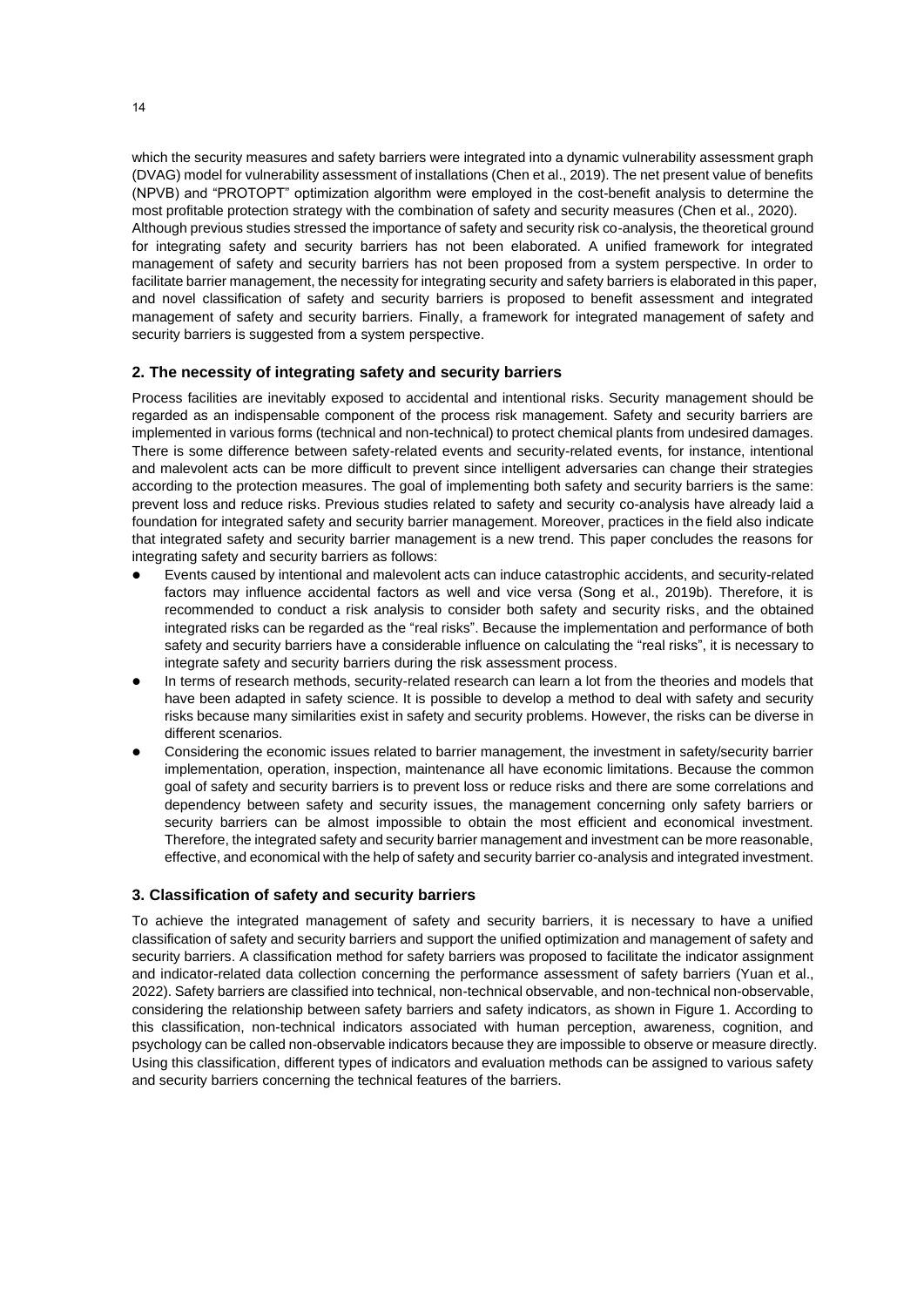which the security measures and safety barriers were integrated into a dynamic vulnerability assessment graph (DVAG) model for vulnerability assessment of installations (Chen et al., 2019). The net present value of benefits (NPVB) and "PROTOPT" optimization algorithm were employed in the cost-benefit analysis to determine the most profitable protection strategy with the combination of safety and security measures (Chen et al., 2020).

Although previous studies stressed the importance of safety and security risk co-analysis, the theoretical ground for integrating safety and security barriers has not been elaborated. A unified framework for integrated management of safety and security barriers has not been proposed from a system perspective. In order to facilitate barrier management, the necessity for integrating security and safety barriers is elaborated in this paper, and novel classification of safety and security barriers is proposed to benefit assessment and integrated management of safety and security barriers. Finally, a framework for integrated management of safety and security barriers is suggested from a system perspective.

## 2. The necessity of integrating safety and security barriers

Process facilities are inevitably exposed to accidental and intentional risks. Security management should be regarded as an indispensable component of the process risk management. Safety and security barriers are implemented in various forms (technical and non-technical) to protect chemical plants from undesired damages. There is some difference between safety-related events and security-related events, for instance, intentional and malevolent acts can be more difficult to prevent since intelligent adversaries can change their strategies according to the protection measures. The goal of implementing both safety and security barriers is the same: prevent loss and reduce risks. Previous studies related to safety and security co-analysis have already laid a foundation for integrated safety and security barrier management. Moreover, practices in the field also indicate that integrated safety and security barrier management is a new trend. This paper concludes the reasons for integrating safety and security barriers as follows:

- Events caused by intentional and malevolent acts can induce catastrophic accidents, and security-related factors may influence accidental factors as well and vice versa (Song et al., 2019b). Therefore, it is recommended to conduct a risk analysis to consider both safety and security risks, and the obtained integrated risks can be regarded as the "real risks". Because the implementation and performance of both safety and security barriers have a considerable influence on calculating the "real risks", it is necessary to integrate safety and security barriers during the risk assessment process.
- In terms of research methods, security-related research can learn a lot from the theories and models that have been adapted in safety science. It is possible to develop a method to deal with safety and security risks because many similarities exist in safety and security problems. However, the risks can be diverse in different scenarios.
- Considering the economic issues related to barrier management, the investment in safety/security barrier implementation, operation, inspection, maintenance all have economic limitations. Because the common goal of safety and security barriers is to prevent loss or reduce risks and there are some correlations and dependency between safety and security issues, the management concerning only safety barriers or security barriers can be almost impossible to obtain the most efficient and economical investment. Therefore, the integrated safety and security barrier management and investment can be more reasonable, effective, and economical with the help of safety and security barrier co-analysis and integrated investment.

## 3. Classification of safety and security barriers

To achieve the integrated management of safety and security barriers, it is necessary to have a unified classification of safety and security barriers and support the unified optimization and management of safety and security barriers. A classification method for safety barriers was proposed to facilitate the indicator assignment and indicator-related data collection concerning the performance assessment of safety barriers (Yuan et al., 2022). Safety barriers are classified into technical, non-technical observable, and non-technical non-observable, considering the relationship between safety barriers and safety indicators, as shown in Figure 1. According to this classification, non-technical indicators associated with human perception, awareness, cognition, and psychology can be called non-observable indicators because they are impossible to observe or measure directly. Using this classification, different types of indicators and evaluation methods can be assigned to various safety and security barriers concerning the technical features of the barriers.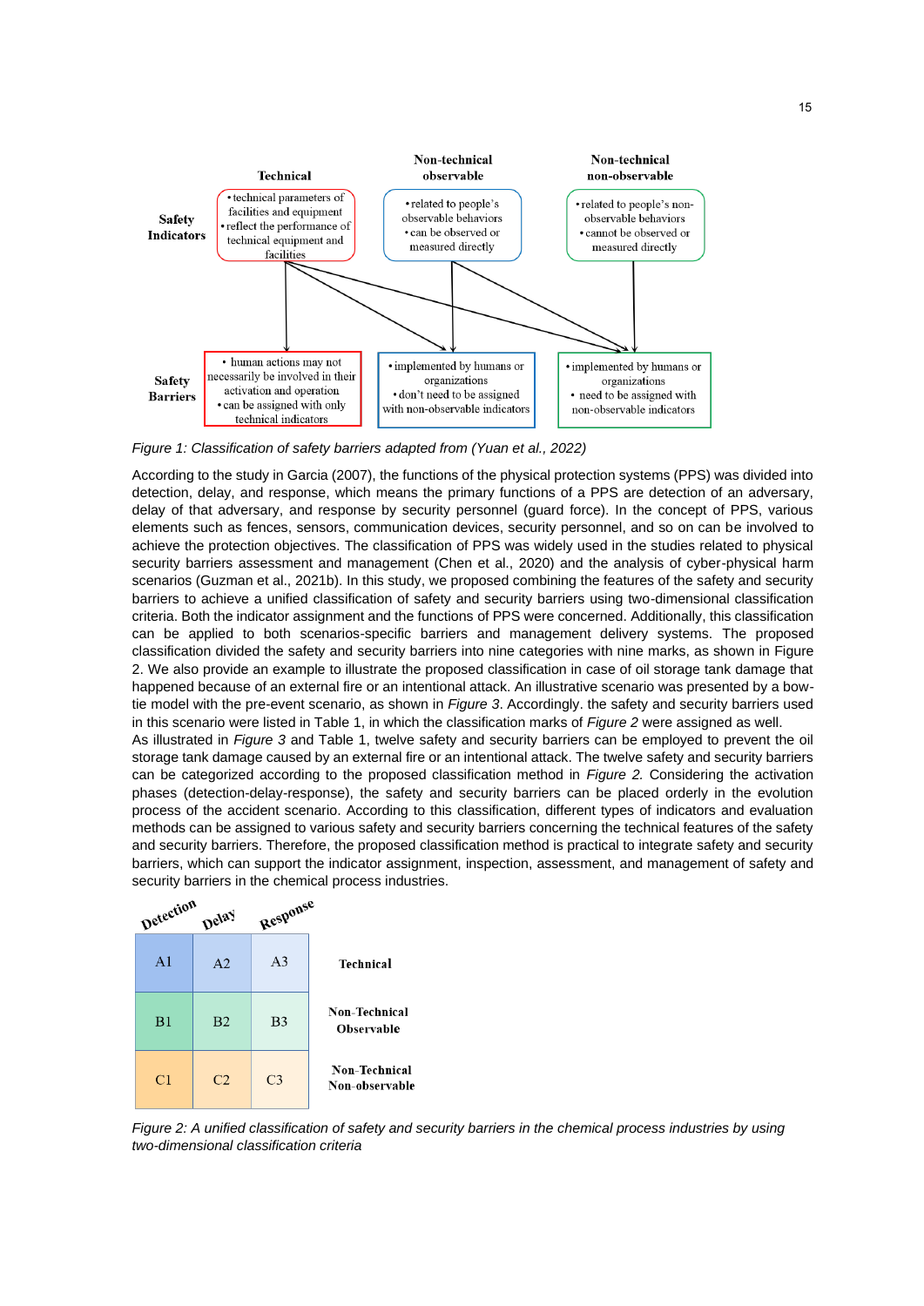|  | Technical | Non-technical observable | Non-technical non-observable |
|---|---|---|---|
| **Safety Indicators** | • technical parameters of facilities and equipment • reflect the performance of technical equipment and facilities | • related to people's observable behaviors • can be observed or measured directly | • related to people's non-observable behaviors • cannot be observed or measured directly |
| **Safety Barriers** | • human actions may not necessarily be involved in their activation and operation • can be assigned with only technical indicators | • implemented by humans or organizations • don't need to be assigned with non-observable indicators | • implemented by humans or organizations • need to be assigned with non-observable indicators |

*Figure 1: Classification of safety barriers adapted from (Yuan et al., 2022)*

According to the study in Garcia (2007), the functions of the physical protection systems (PPS) was divided into detection, delay, and response, which means the primary functions of a PPS are detection of an adversary, delay of that adversary, and response by security personnel (guard force). In the concept of PPS, various elements such as fences, sensors, communication devices, security personnel, and so on can be involved to achieve the protection objectives. The classification of PPS was widely used in the studies related to physical security barriers assessment and management (Chen et al., 2020) and the analysis of cyber-physical harm scenarios (Guzman et al., 2021b). In this study, we proposed combining the features of the safety and security barriers to achieve a unified classification of safety and security barriers using two-dimensional classification criteria. Both the indicator assignment and the functions of PPS were concerned. Additionally, this classification can be applied to both scenarios-specific barriers and management delivery systems. The proposed classification divided the safety and security barriers into nine categories with nine marks, as shown in Figure 2. We also provide an example to illustrate the proposed classification in case of oil storage tank damage that happened because of an external fire or an intentional attack. An illustrative scenario was presented by a bow-tie model with the pre-event scenario, as shown in *Figure 3*. Accordingly. the safety and security barriers used in this scenario were listed in Table 1, in which the classification marks of *Figure 2* were assigned as well.

As illustrated in *Figure 3* and Table 1, twelve safety and security barriers can be employed to prevent the oil storage tank damage caused by an external fire or an intentional attack. The twelve safety and security barriers can be categorized according to the proposed classification method in *Figure 2.* Considering the activation phases (detection-delay-response), the safety and security barriers can be placed orderly in the evolution process of the accident scenario. According to this classification, different types of indicators and evaluation methods can be assigned to various safety and security barriers concerning the technical features of the safety and security barriers. Therefore, the proposed classification method is practical to integrate safety and security barriers, which can support the indicator assignment, inspection, assessment, and management of safety and security barriers in the chemical process industries.

| Detection | Delay | Response |  |
|---|---|---|---|
| A1 | A2 | A3 | **Technical** |
| B1 | B2 | B3 | **Non-Technical Observable** |
| C1 | C2 | C3 | **Non-Technical Non-observable** |

*Figure 2: A unified classification of safety and security barriers in the chemical process industries by using two-dimensional classification criteria*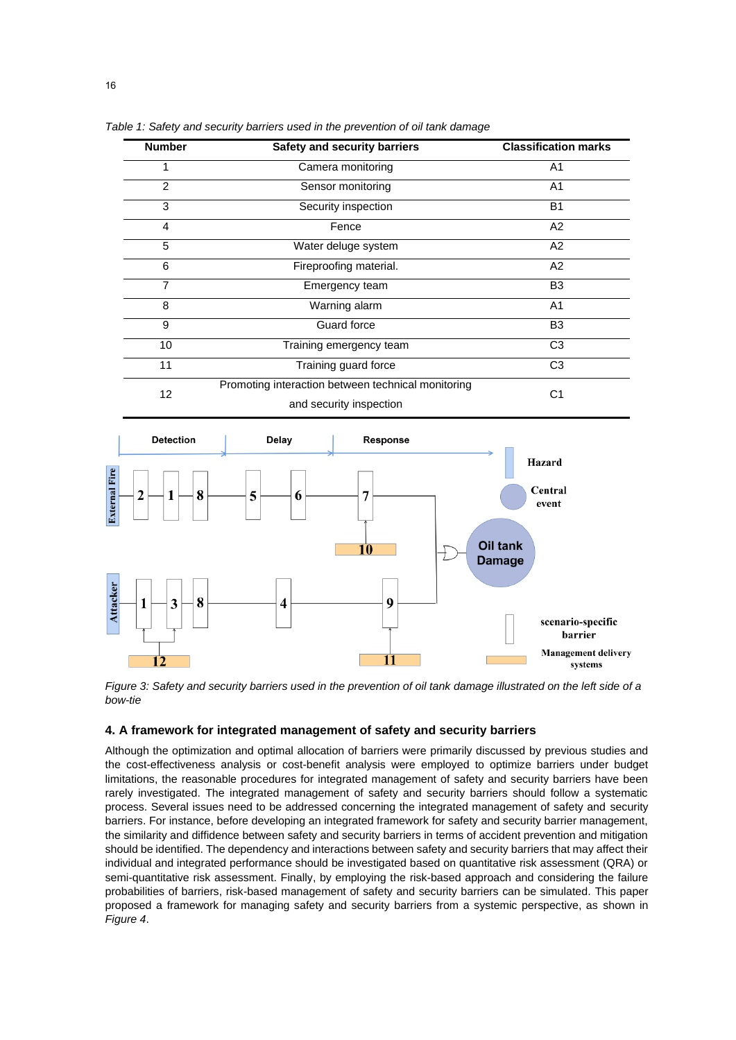*Table 1: Safety and security barriers used in the prevention of oil tank damage*

| Number | Safety and security barriers | Classification marks |
|---|---|---|
| 1 | Camera monitoring | A1 |
| 2 | Sensor monitoring | A1 |
| 3 | Security inspection | B1 |
| 4 | Fence | A2 |
| 5 | Water deluge system | A2 |
| 6 | Fireproofing material. | A2 |
| 7 | Emergency team | B3 |
| 8 | Warning alarm | A1 |
| 9 | Guard force | B3 |
| 10 | Training emergency team | C3 |
| 11 | Training guard force | C3 |
| 12 | Promoting interaction between technical monitoring and security inspection | C1 |

*Figure 3: Safety and security barriers used in the prevention of oil tank damage illustrated on the left side of a bow-tie*

### 4. A framework for integrated management of safety and security barriers

Although the optimization and optimal allocation of barriers were primarily discussed by previous studies and the cost-effectiveness analysis or cost-benefit analysis were employed to optimize barriers under budget limitations, the reasonable procedures for integrated management of safety and security barriers have been rarely investigated. The integrated management of safety and security barriers should follow a systematic process. Several issues need to be addressed concerning the integrated management of safety and security barriers. For instance, before developing an integrated framework for safety and security barrier management, the similarity and diffidence between safety and security barriers in terms of accident prevention and mitigation should be identified. The dependency and interactions between safety and security barriers that may affect their individual and integrated performance should be investigated based on quantitative risk assessment (QRA) or semi-quantitative risk assessment. Finally, by employing the risk-based approach and considering the failure probabilities of barriers, risk-based management of safety and security barriers can be simulated. This paper proposed a framework for managing safety and security barriers from a systemic perspective, as shown in *Figure 4*.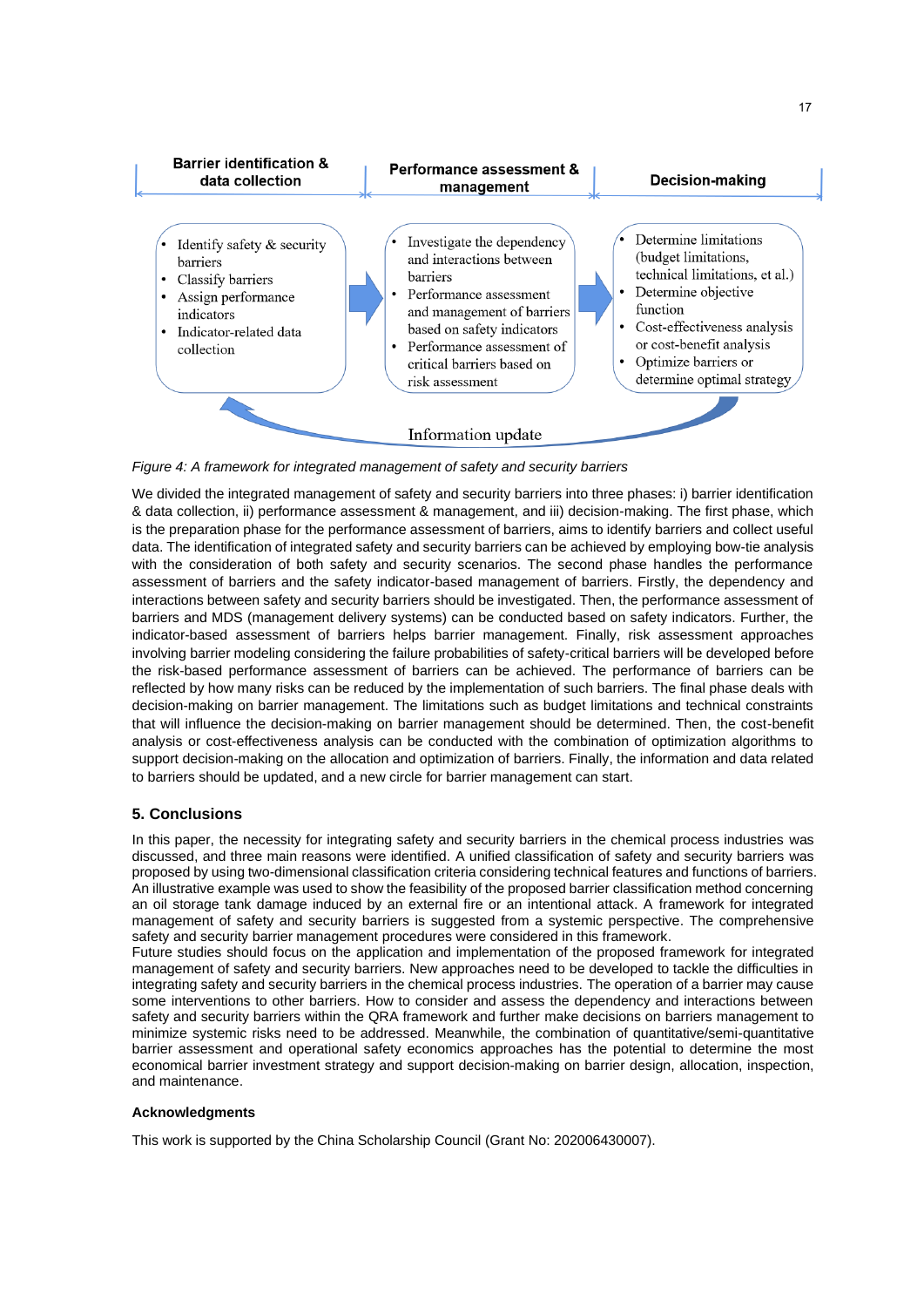| Barrier identification & data collection | Performance assessment & management | Decision-making |
|---|---|---|
| • Identify safety & security barriers<br>• Classify barriers<br>• Assign performance indicators<br>• Indicator-related data collection | • Investigate the dependency and interactions between barriers<br>• Performance assessment and management of barriers based on safety indicators<br>• Performance assessment of critical barriers based on risk assessment | • Determine limitations (budget limitations, technical limitations, et al.)<br>• Determine objective function<br>• Cost-effectiveness analysis or cost-benefit analysis<br>• Optimize barriers or determine optimal strategy |

Information update

*Figure 4: A framework for integrated management of safety and security barriers*

We divided the integrated management of safety and security barriers into three phases: i) barrier identification & data collection, ii) performance assessment & management, and iii) decision-making. The first phase, which is the preparation phase for the performance assessment of barriers, aims to identify barriers and collect useful data. The identification of integrated safety and security barriers can be achieved by employing bow-tie analysis with the consideration of both safety and security scenarios. The second phase handles the performance assessment of barriers and the safety indicator-based management of barriers. Firstly, the dependency and interactions between safety and security barriers should be investigated. Then, the performance assessment of barriers and MDS (management delivery systems) can be conducted based on safety indicators. Further, the indicator-based assessment of barriers helps barrier management. Finally, risk assessment approaches involving barrier modeling considering the failure probabilities of safety-critical barriers will be developed before the risk-based performance assessment of barriers can be achieved. The performance of barriers can be reflected by how many risks can be reduced by the implementation of such barriers. The final phase deals with decision-making on barrier management. The limitations such as budget limitations and technical constraints that will influence the decision-making on barrier management should be determined. Then, the cost-benefit analysis or cost-effectiveness analysis can be conducted with the combination of optimization algorithms to support decision-making on the allocation and optimization of barriers. Finally, the information and data related to barriers should be updated, and a new circle for barrier management can start.

## 5. Conclusions

In this paper, the necessity for integrating safety and security barriers in the chemical process industries was discussed, and three main reasons were identified. A unified classification of safety and security barriers was proposed by using two-dimensional classification criteria considering technical features and functions of barriers. An illustrative example was used to show the feasibility of the proposed barrier classification method concerning an oil storage tank damage induced by an external fire or an intentional attack. A framework for integrated management of safety and security barriers is suggested from a systemic perspective. The comprehensive safety and security barrier management procedures were considered in this framework.

Future studies should focus on the application and implementation of the proposed framework for integrated management of safety and security barriers. New approaches need to be developed to tackle the difficulties in integrating safety and security barriers in the chemical process industries. The operation of a barrier may cause some interventions to other barriers. How to consider and assess the dependency and interactions between safety and security barriers within the QRA framework and further make decisions on barriers management to minimize systemic risks need to be addressed. Meanwhile, the combination of quantitative/semi-quantitative barrier assessment and operational safety economics approaches has the potential to determine the most economical barrier investment strategy and support decision-making on barrier design, allocation, inspection, and maintenance.

### Acknowledgments

This work is supported by the China Scholarship Council (Grant No: 202006430007).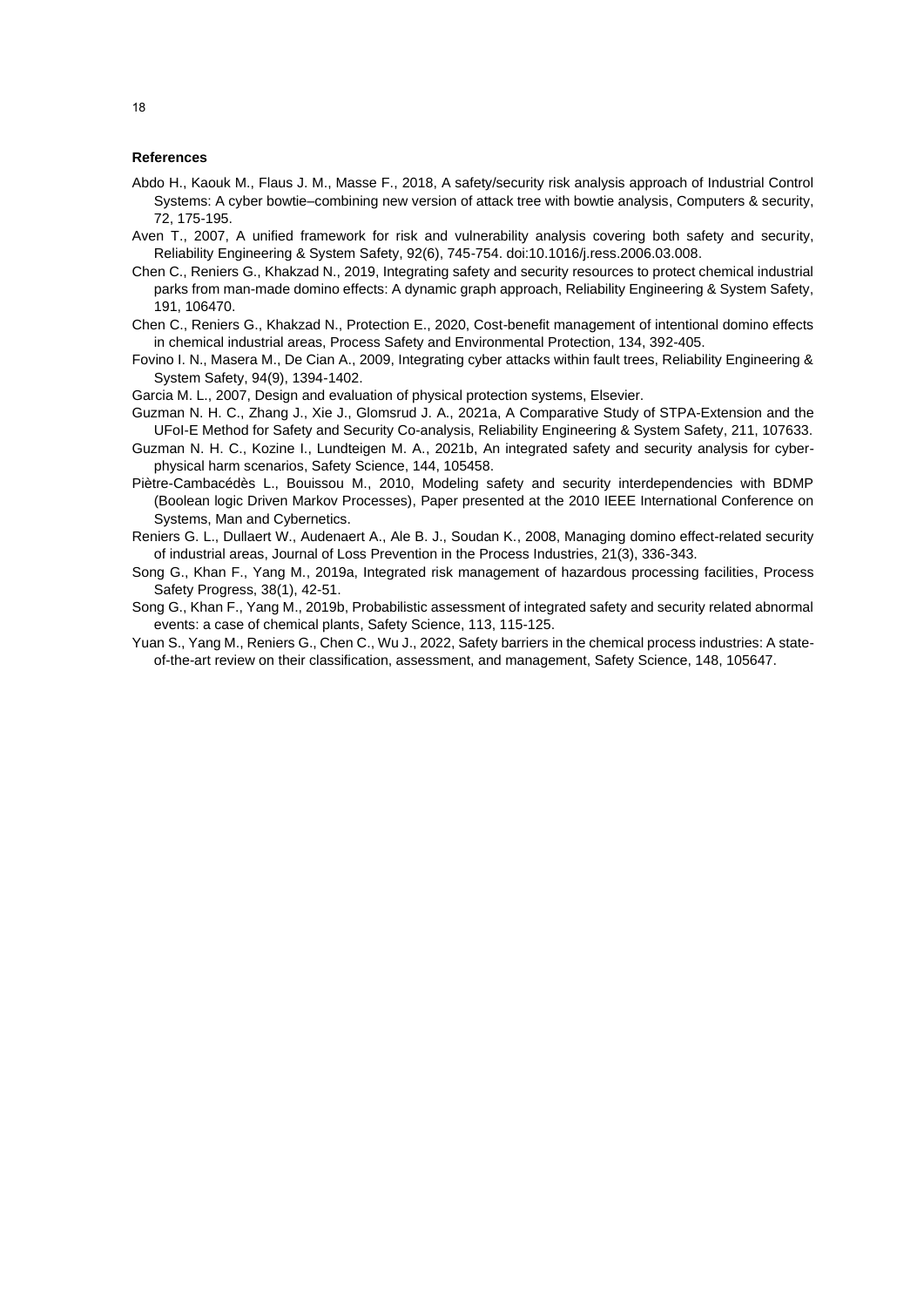**References**

Abdo H., Kaouk M., Flaus J. M., Masse F., 2018, A safety/security risk analysis approach of Industrial Control Systems: A cyber bowtie–combining new version of attack tree with bowtie analysis, Computers & security, 72, 175-195.

Aven T., 2007, A unified framework for risk and vulnerability analysis covering both safety and security, Reliability Engineering & System Safety, 92(6), 745-754. doi:10.1016/j.ress.2006.03.008.

Chen C., Reniers G., Khakzad N., 2019, Integrating safety and security resources to protect chemical industrial parks from man-made domino effects: A dynamic graph approach, Reliability Engineering & System Safety, 191, 106470.

Chen C., Reniers G., Khakzad N., Protection E., 2020, Cost-benefit management of intentional domino effects in chemical industrial areas, Process Safety and Environmental Protection, 134, 392-405.

Fovino I. N., Masera M., De Cian A., 2009, Integrating cyber attacks within fault trees, Reliability Engineering & System Safety, 94(9), 1394-1402.

Garcia M. L., 2007, Design and evaluation of physical protection systems, Elsevier.

Guzman N. H. C., Zhang J., Xie J., Glomsrud J. A., 2021a, A Comparative Study of STPA-Extension and the UFoI-E Method for Safety and Security Co-analysis, Reliability Engineering & System Safety, 211, 107633.

Guzman N. H. C., Kozine I., Lundteigen M. A., 2021b, An integrated safety and security analysis for cyber-physical harm scenarios, Safety Science, 144, 105458.

Piètre-Cambacédès L., Bouissou M., 2010, Modeling safety and security interdependencies with BDMP (Boolean logic Driven Markov Processes), Paper presented at the 2010 IEEE International Conference on Systems, Man and Cybernetics.

Reniers G. L., Dullaert W., Audenaert A., Ale B. J., Soudan K., 2008, Managing domino effect-related security of industrial areas, Journal of Loss Prevention in the Process Industries, 21(3), 336-343.

Song G., Khan F., Yang M., 2019a, Integrated risk management of hazardous processing facilities, Process Safety Progress, 38(1), 42-51.

Song G., Khan F., Yang M., 2019b, Probabilistic assessment of integrated safety and security related abnormal events: a case of chemical plants, Safety Science, 113, 115-125.

Yuan S., Yang M., Reniers G., Chen C., Wu J., 2022, Safety barriers in the chemical process industries: A state-of-the-art review on their classification, assessment, and management, Safety Science, 148, 105647.